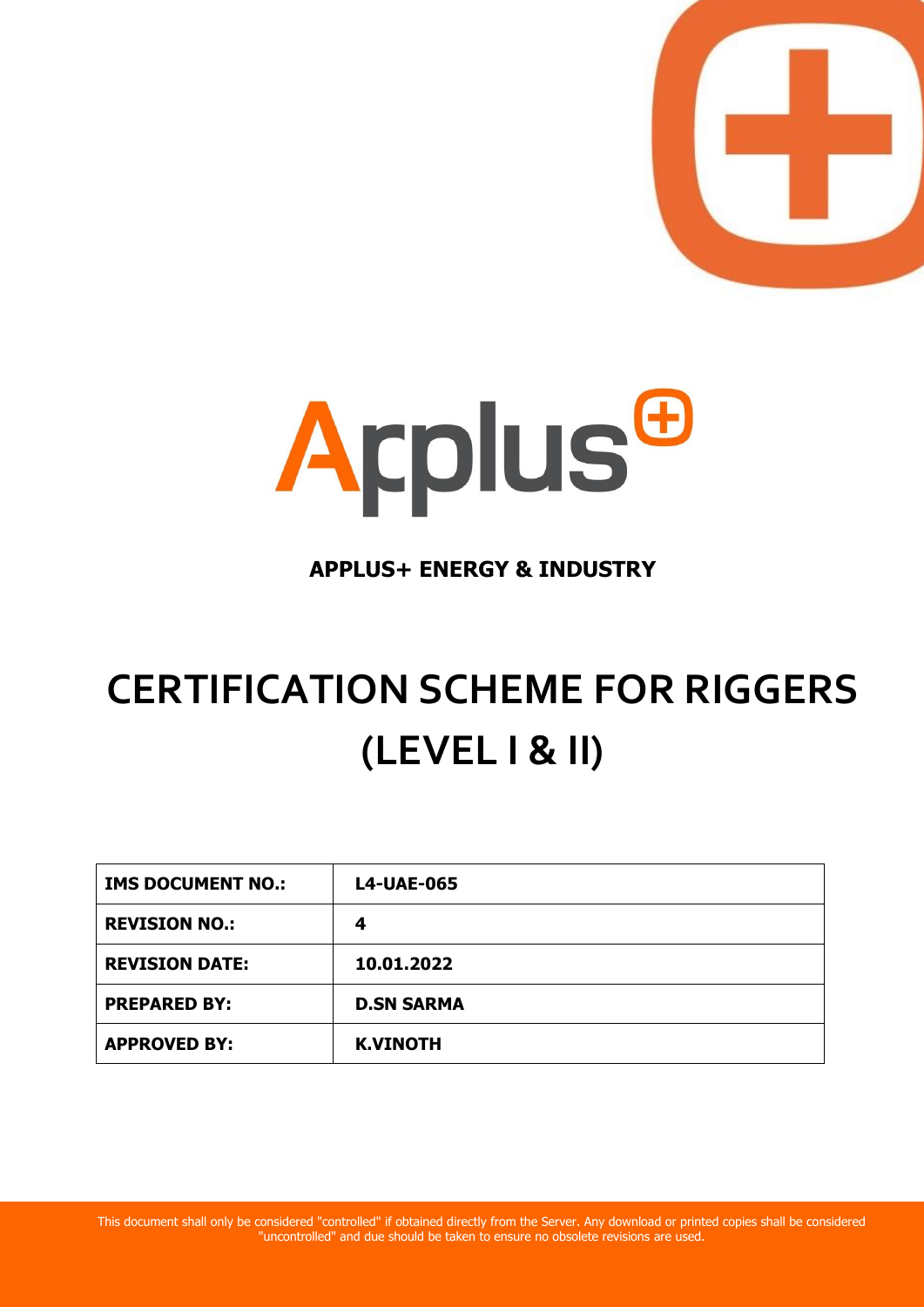**APPLUS+ ENERGY & INDUSTRY**

# CERTIFICATION SCHEME FOR RIGGERS (LEVEL I & II)

| IMS DOCUMENT NO.: | L4-UAE-065 |
| --- | --- |
| REVISION NO.: | 4 |
| REVISION DATE: | 10.01.2022 |
| PREPARED BY: | D.SN SARMA |
| APPROVED BY: | K.VINOTH |

This document shall only be considered "controlled" if obtained directly from the Server. Any download or printed copies shall be considered "uncontrolled" and due should be taken to ensure no obsolete revisions are used.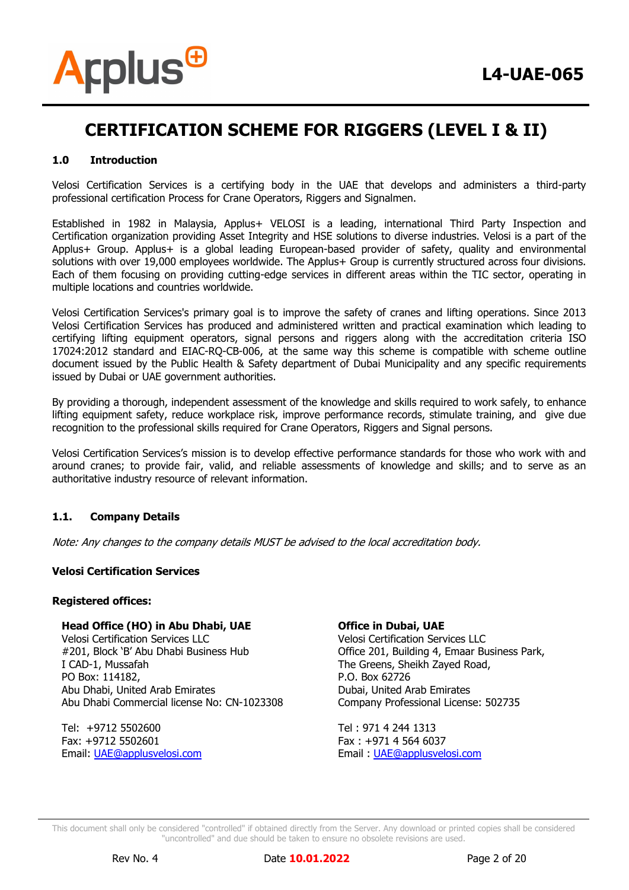# CERTIFICATION SCHEME FOR RIGGERS (LEVEL I & II)

## 1.0 Introduction

Velosi Certification Services is a certifying body in the UAE that develops and administers a third-party professional certification Process for Crane Operators, Riggers and Signalmen.

Established in 1982 in Malaysia, Applus+ VELOSI is a leading, international Third Party Inspection and Certification organization providing Asset Integrity and HSE solutions to diverse industries. Velosi is a part of the Applus+ Group. Applus+ is a global leading European-based provider of safety, quality and environmental solutions with over 19,000 employees worldwide. The Applus+ Group is currently structured across four divisions. Each of them focusing on providing cutting-edge services in different areas within the TIC sector, operating in multiple locations and countries worldwide.

Velosi Certification Services's primary goal is to improve the safety of cranes and lifting operations. Since 2013 Velosi Certification Services has produced and administered written and practical examination which leading to certifying lifting equipment operators, signal persons and riggers along with the accreditation criteria ISO 17024:2012 standard and EIAC-RQ-CB-006, at the same way this scheme is compatible with scheme outline document issued by the Public Health & Safety department of Dubai Municipality and any specific requirements issued by Dubai or UAE government authorities.

By providing a thorough, independent assessment of the knowledge and skills required to work safely, to enhance lifting equipment safety, reduce workplace risk, improve performance records, stimulate training, and give due recognition to the professional skills required for Crane Operators, Riggers and Signal persons.

Velosi Certification Services's mission is to develop effective performance standards for those who work with and around cranes; to provide fair, valid, and reliable assessments of knowledge and skills; and to serve as an authoritative industry resource of relevant information.

## 1.1. Company Details

*Note: Any changes to the company details MUST be advised to the local accreditation body.*

**Velosi Certification Services**

**Registered offices:**

**Head Office (HO) in Abu Dhabi, UAE**
Velosi Certification Services LLC
#201, Block 'B' Abu Dhabi Business Hub
I CAD-1, Mussafah
PO Box: 114182,
Abu Dhabi, United Arab Emirates
Abu Dhabi Commercial license No: CN-1023308

Tel: +9712 5502600
Fax: +9712 5502601
Email: UAE@applusvelosi.com

**Office in Dubai, UAE**
Velosi Certification Services LLC
Office 201, Building 4, Emaar Business Park,
The Greens, Sheikh Zayed Road,
P.O. Box 62726
Dubai, United Arab Emirates
Company Professional License: 502735

Tel : 971 4 244 1313
Fax : +971 4 564 6037
Email : UAE@applusvelosi.com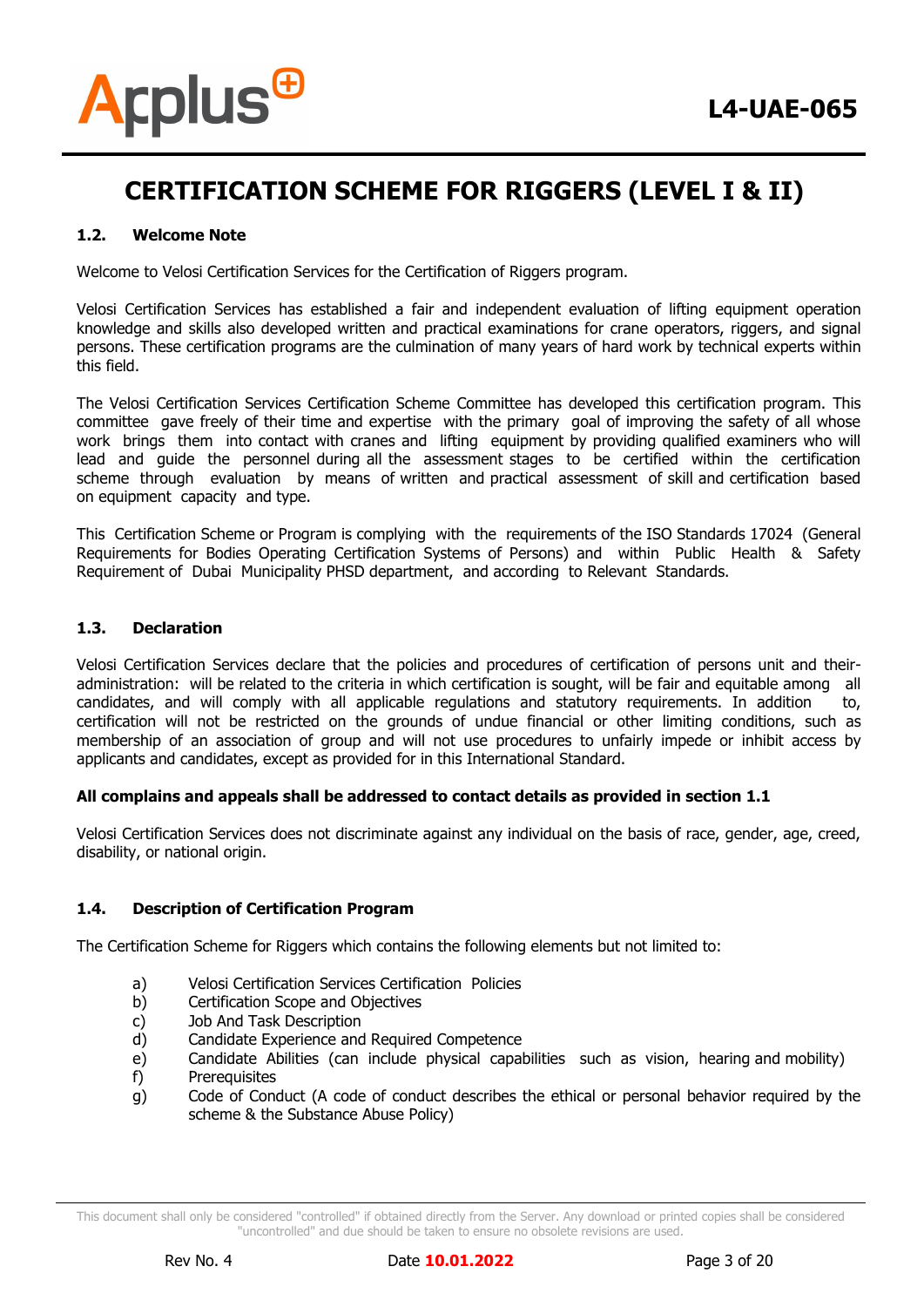## CERTIFICATION SCHEME FOR RIGGERS (LEVEL I & II)

### 1.2. Welcome Note

Welcome to Velosi Certification Services for the Certification of Riggers program.

Velosi Certification Services has established a fair and independent evaluation of lifting equipment operation knowledge and skills also developed written and practical examinations for crane operators, riggers, and signal persons. These certification programs are the culmination of many years of hard work by technical experts within this field.

The Velosi Certification Services Certification Scheme Committee has developed this certification program. This committee gave freely of their time and expertise with the primary goal of improving the safety of all whose work brings them into contact with cranes and lifting equipment by providing qualified examiners who will lead and guide the personnel during all the assessment stages to be certified within the certification scheme through evaluation by means of written and practical assessment of skill and certification based on equipment capacity and type.

This Certification Scheme or Program is complying with the requirements of the ISO Standards 17024 (General Requirements for Bodies Operating Certification Systems of Persons) and within Public Health & Safety Requirement of Dubai Municipality PHSD department, and according to Relevant Standards.

### 1.3. Declaration

Velosi Certification Services declare that the policies and procedures of certification of persons unit and their-administration: will be related to the criteria in which certification is sought, will be fair and equitable among all candidates, and will comply with all applicable regulations and statutory requirements. In addition to, certification will not be restricted on the grounds of undue financial or other limiting conditions, such as membership of an association of group and will not use procedures to unfairly impede or inhibit access by applicants and candidates, except as provided for in this International Standard.

**All complains and appeals shall be addressed to contact details as provided in section 1.1**

Velosi Certification Services does not discriminate against any individual on the basis of race, gender, age, creed, disability, or national origin.

### 1.4. Description of Certification Program

The Certification Scheme for Riggers which contains the following elements but not limited to:

a) Velosi Certification Services Certification Policies
b) Certification Scope and Objectives
c) Job And Task Description
d) Candidate Experience and Required Competence
e) Candidate Abilities (can include physical capabilities such as vision, hearing and mobility)
f) Prerequisites
g) Code of Conduct (A code of conduct describes the ethical or personal behavior required by the scheme & the Substance Abuse Policy)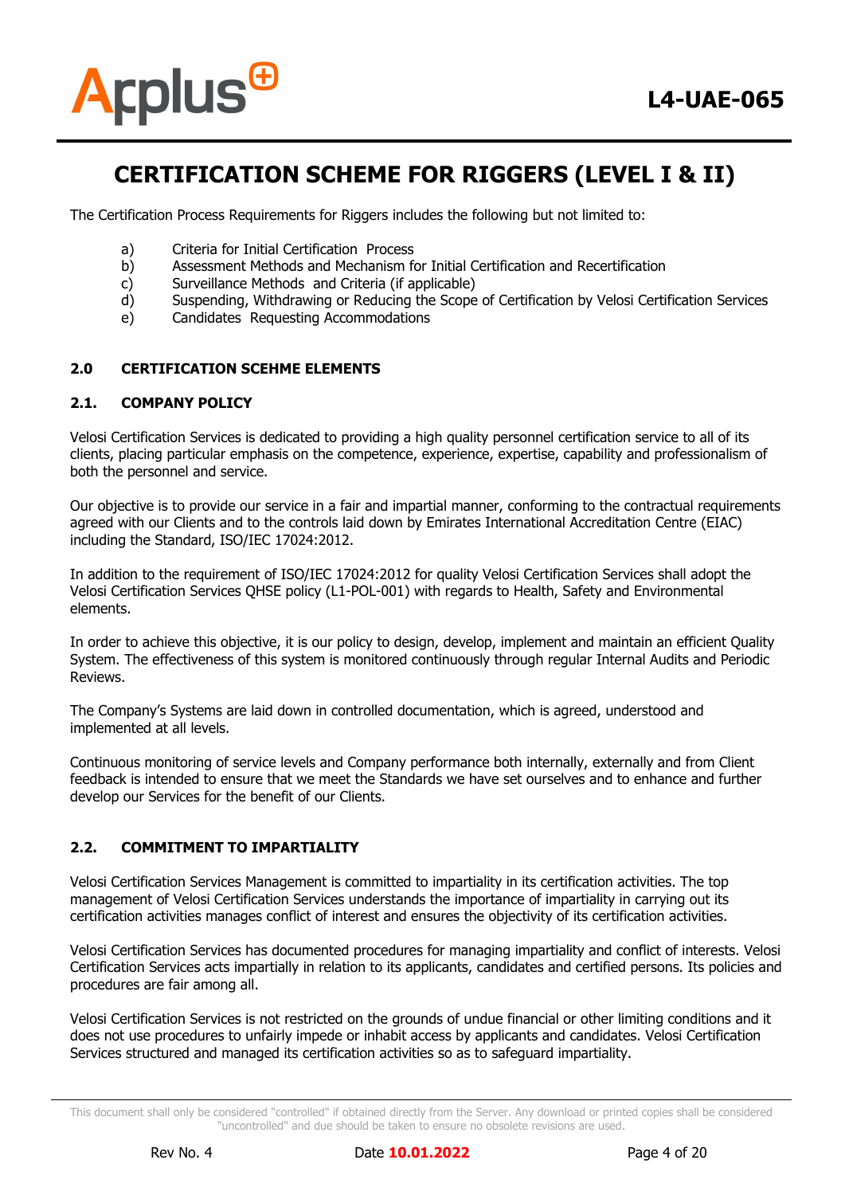# CERTIFICATION SCHEME FOR RIGGERS (LEVEL I & II)

The Certification Process Requirements for Riggers includes the following but not limited to:

a) Criteria for Initial Certification Process
b) Assessment Methods and Mechanism for Initial Certification and Recertification
c) Surveillance Methods and Criteria (if applicable)
d) Suspending, Withdrawing or Reducing the Scope of Certification by Velosi Certification Services
e) Candidates Requesting Accommodations

## 2.0 CERTIFICATION SCEHME ELEMENTS

### 2.1. COMPANY POLICY

Velosi Certification Services is dedicated to providing a high quality personnel certification service to all of its clients, placing particular emphasis on the competence, experience, expertise, capability and professionalism of both the personnel and service.

Our objective is to provide our service in a fair and impartial manner, conforming to the contractual requirements agreed with our Clients and to the controls laid down by Emirates International Accreditation Centre (EIAC) including the Standard, ISO/IEC 17024:2012.

In addition to the requirement of ISO/IEC 17024:2012 for quality Velosi Certification Services shall adopt the Velosi Certification Services QHSE policy (L1-POL-001) with regards to Health, Safety and Environmental elements.

In order to achieve this objective, it is our policy to design, develop, implement and maintain an efficient Quality System. The effectiveness of this system is monitored continuously through regular Internal Audits and Periodic Reviews.

The Company's Systems are laid down in controlled documentation, which is agreed, understood and implemented at all levels.

Continuous monitoring of service levels and Company performance both internally, externally and from Client feedback is intended to ensure that we meet the Standards we have set ourselves and to enhance and further develop our Services for the benefit of our Clients.

### 2.2. COMMITMENT TO IMPARTIALITY

Velosi Certification Services Management is committed to impartiality in its certification activities. The top management of Velosi Certification Services understands the importance of impartiality in carrying out its certification activities manages conflict of interest and ensures the objectivity of its certification activities.

Velosi Certification Services has documented procedures for managing impartiality and conflict of interests. Velosi Certification Services acts impartially in relation to its applicants, candidates and certified persons. Its policies and procedures are fair among all.

Velosi Certification Services is not restricted on the grounds of undue financial or other limiting conditions and it does not use procedures to unfairly impede or inhabit access by applicants and candidates. Velosi Certification Services structured and managed its certification activities so as to safeguard impartiality.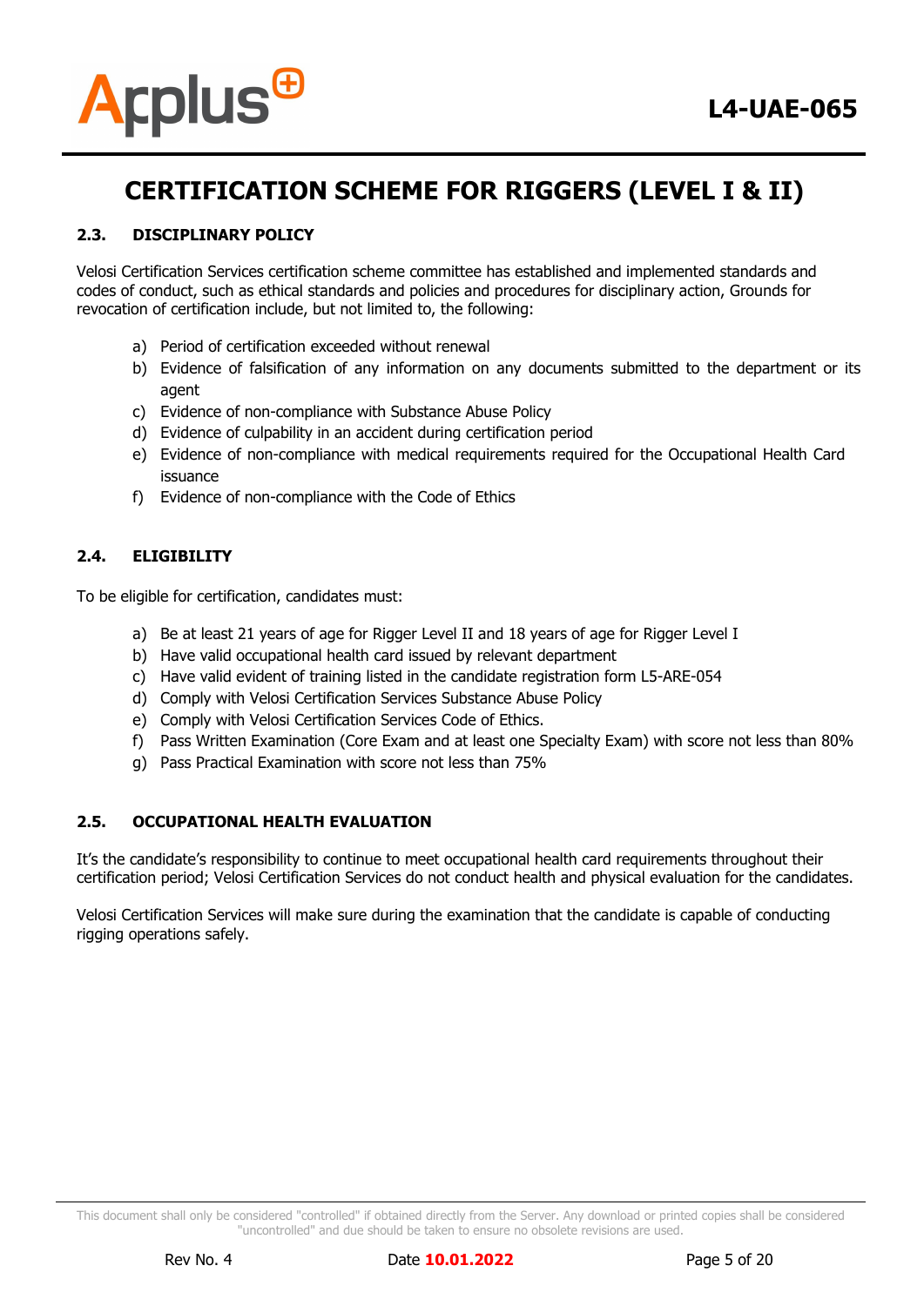## 2.3. DISCIPLINARY POLICY

Velosi Certification Services certification scheme committee has established and implemented standards and codes of conduct, such as ethical standards and policies and procedures for disciplinary action, Grounds for revocation of certification include, but not limited to, the following:

a) Period of certification exceeded without renewal
b) Evidence of falsification of any information on any documents submitted to the department or its agent
c) Evidence of non-compliance with Substance Abuse Policy
d) Evidence of culpability in an accident during certification period
e) Evidence of non-compliance with medical requirements required for the Occupational Health Card issuance
f) Evidence of non-compliance with the Code of Ethics

## 2.4. ELIGIBILITY

To be eligible for certification, candidates must:

a) Be at least 21 years of age for Rigger Level II and 18 years of age for Rigger Level I
b) Have valid occupational health card issued by relevant department
c) Have valid evident of training listed in the candidate registration form L5-ARE-054
d) Comply with Velosi Certification Services Substance Abuse Policy
e) Comply with Velosi Certification Services Code of Ethics.
f) Pass Written Examination (Core Exam and at least one Specialty Exam) with score not less than 80%
g) Pass Practical Examination with score not less than 75%

## 2.5. OCCUPATIONAL HEALTH EVALUATION

It's the candidate's responsibility to continue to meet occupational health card requirements throughout their certification period; Velosi Certification Services do not conduct health and physical evaluation for the candidates.

Velosi Certification Services will make sure during the examination that the candidate is capable of conducting rigging operations safely.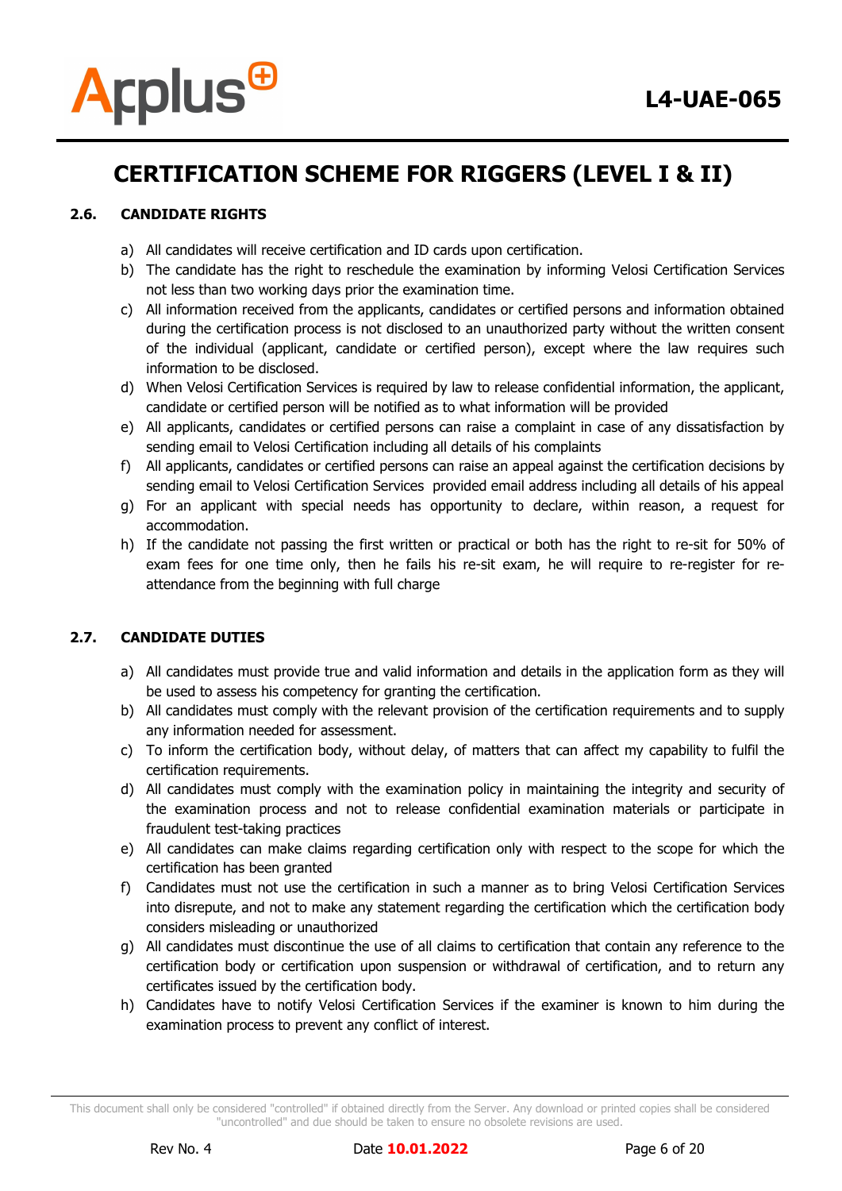# CERTIFICATION SCHEME FOR RIGGERS (LEVEL I & II)

## 2.6. CANDIDATE RIGHTS

a) All candidates will receive certification and ID cards upon certification.

b) The candidate has the right to reschedule the examination by informing Velosi Certification Services not less than two working days prior the examination time.

c) All information received from the applicants, candidates or certified persons and information obtained during the certification process is not disclosed to an unauthorized party without the written consent of the individual (applicant, candidate or certified person), except where the law requires such information to be disclosed.

d) When Velosi Certification Services is required by law to release confidential information, the applicant, candidate or certified person will be notified as to what information will be provided

e) All applicants, candidates or certified persons can raise a complaint in case of any dissatisfaction by sending email to Velosi Certification including all details of his complaints

f) All applicants, candidates or certified persons can raise an appeal against the certification decisions by sending email to Velosi Certification Services provided email address including all details of his appeal

g) For an applicant with special needs has opportunity to declare, within reason, a request for accommodation.

h) If the candidate not passing the first written or practical or both has the right to re-sit for 50% of exam fees for one time only, then he fails his re-sit exam, he will require to re-register for re-attendance from the beginning with full charge

## 2.7. CANDIDATE DUTIES

a) All candidates must provide true and valid information and details in the application form as they will be used to assess his competency for granting the certification.

b) All candidates must comply with the relevant provision of the certification requirements and to supply any information needed for assessment.

c) To inform the certification body, without delay, of matters that can affect my capability to fulfil the certification requirements.

d) All candidates must comply with the examination policy in maintaining the integrity and security of the examination process and not to release confidential examination materials or participate in fraudulent test-taking practices

e) All candidates can make claims regarding certification only with respect to the scope for which the certification has been granted

f) Candidates must not use the certification in such a manner as to bring Velosi Certification Services into disrepute, and not to make any statement regarding the certification which the certification body considers misleading or unauthorized

g) All candidates must discontinue the use of all claims to certification that contain any reference to the certification body or certification upon suspension or withdrawal of certification, and to return any certificates issued by the certification body.

h) Candidates have to notify Velosi Certification Services if the examiner is known to him during the examination process to prevent any conflict of interest.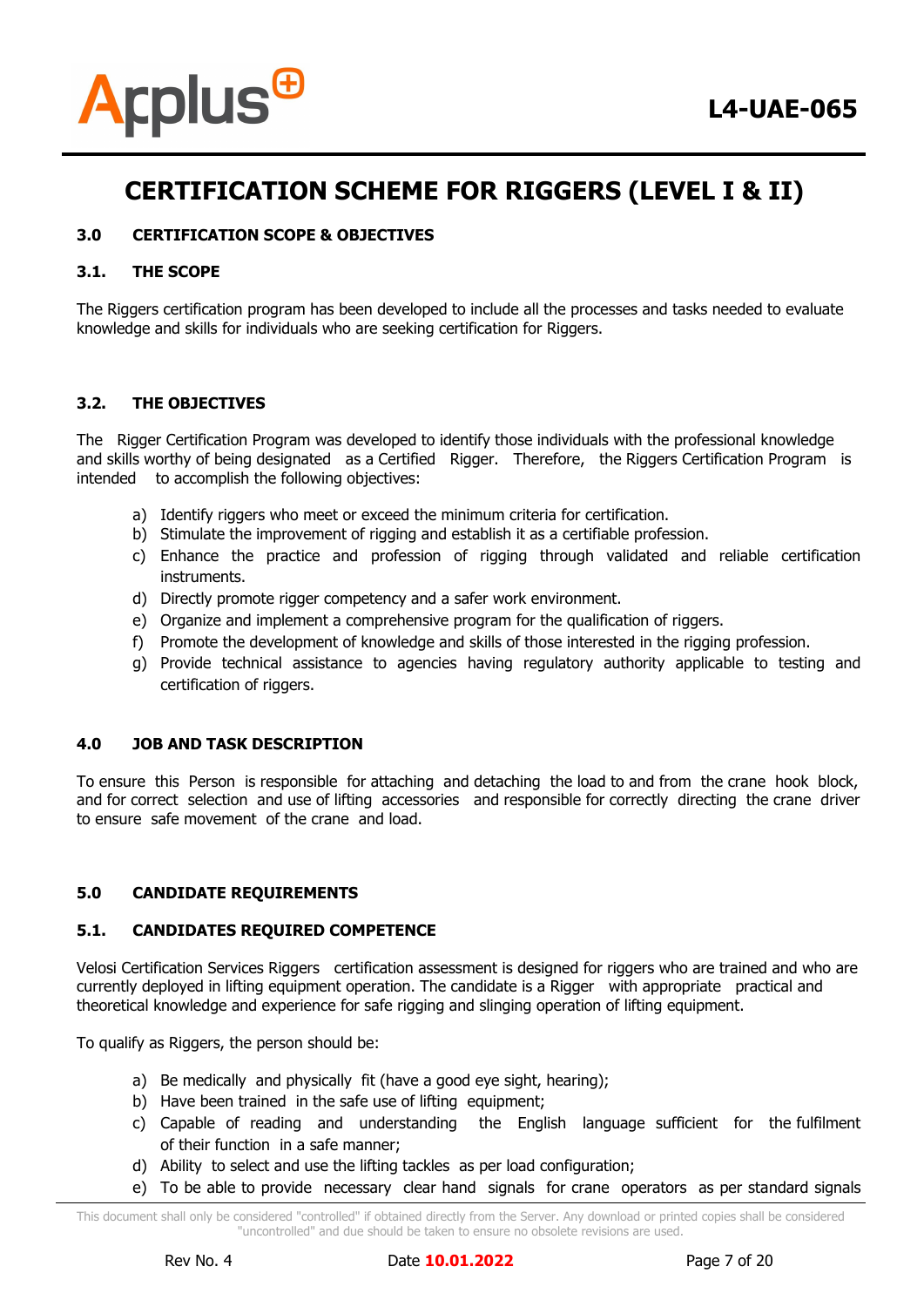# CERTIFICATION SCHEME FOR RIGGERS (LEVEL I & II)

### 3.0 CERTIFICATION SCOPE & OBJECTIVES

### 3.1. THE SCOPE

The Riggers certification program has been developed to include all the processes and tasks needed to evaluate knowledge and skills for individuals who are seeking certification for Riggers.

### 3.2. THE OBJECTIVES

The Rigger Certification Program was developed to identify those individuals with the professional knowledge and skills worthy of being designated as a Certified Rigger. Therefore, the Riggers Certification Program is intended to accomplish the following objectives:

a) Identify riggers who meet or exceed the minimum criteria for certification.
b) Stimulate the improvement of rigging and establish it as a certifiable profession.
c) Enhance the practice and profession of rigging through validated and reliable certification instruments.
d) Directly promote rigger competency and a safer work environment.
e) Organize and implement a comprehensive program for the qualification of riggers.
f) Promote the development of knowledge and skills of those interested in the rigging profession.
g) Provide technical assistance to agencies having regulatory authority applicable to testing and certification of riggers.

### 4.0 JOB AND TASK DESCRIPTION

To ensure this Person is responsible for attaching and detaching the load to and from the crane hook block, and for correct selection and use of lifting accessories and responsible for correctly directing the crane driver to ensure safe movement of the crane and load.

### 5.0 CANDIDATE REQUIREMENTS

### 5.1. CANDIDATES REQUIRED COMPETENCE

Velosi Certification Services Riggers certification assessment is designed for riggers who are trained and who are currently deployed in lifting equipment operation. The candidate is a Rigger with appropriate practical and theoretical knowledge and experience for safe rigging and slinging operation of lifting equipment.

To qualify as Riggers, the person should be:

a) Be medically and physically fit (have a good eye sight, hearing);
b) Have been trained in the safe use of lifting equipment;
c) Capable of reading and understanding the English language sufficient for the fulfilment of their function in a safe manner;
d) Ability to select and use the lifting tackles as per load configuration;
e) To be able to provide necessary clear hand signals for crane operators as per standard signals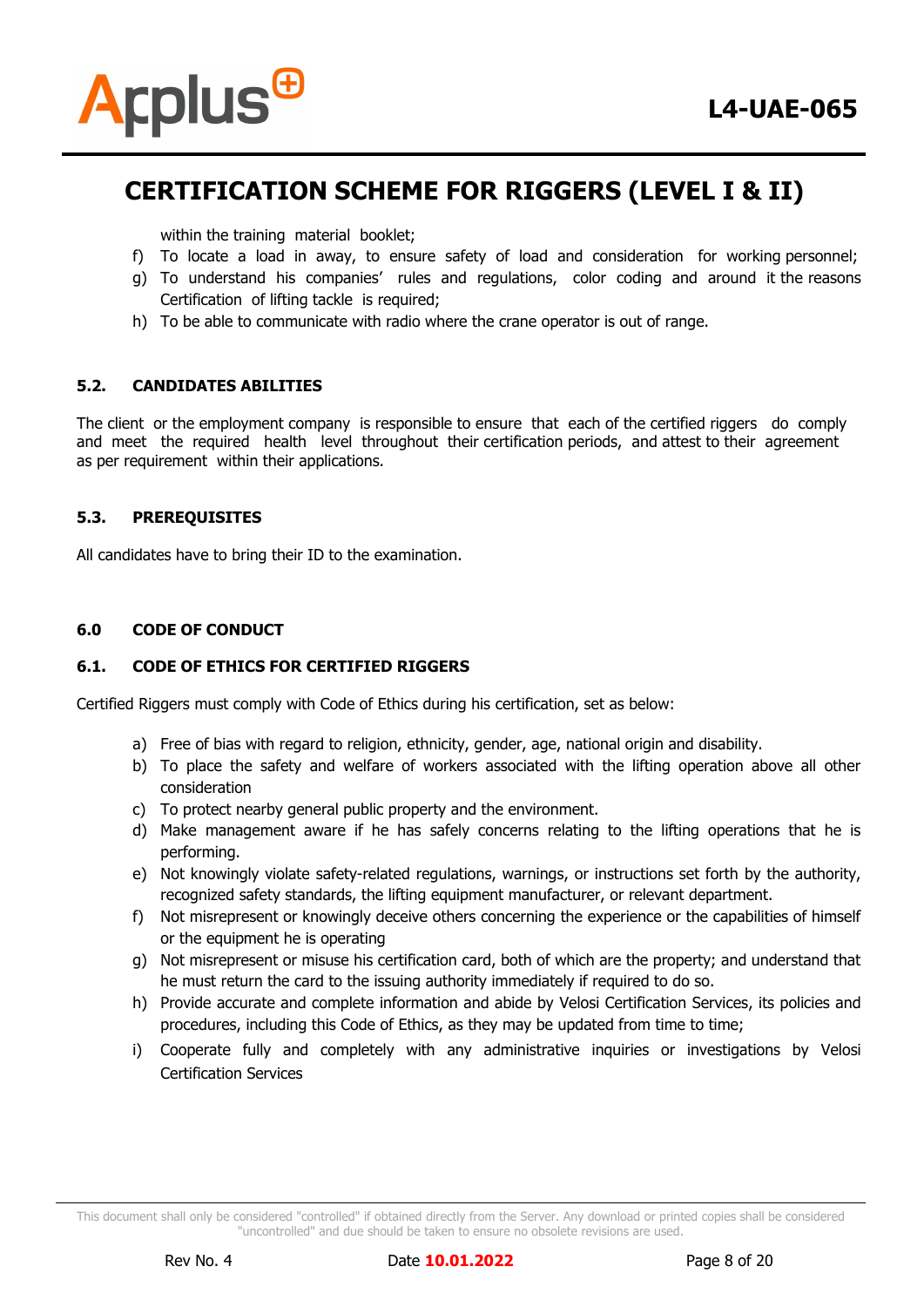within the training material booklet;

f) To locate a load in away, to ensure safety of load and consideration for working personnel;
g) To understand his companies' rules and regulations, color coding and around it the reasons Certification of lifting tackle is required;
h) To be able to communicate with radio where the crane operator is out of range.

### 5.2. CANDIDATES ABILITIES

The client or the employment company is responsible to ensure that each of the certified riggers do comply and meet the required health level throughout their certification periods, and attest to their agreement as per requirement within their applications.

### 5.3. PREREQUISITES

All candidates have to bring their ID to the examination.

## 6.0 CODE OF CONDUCT

### 6.1. CODE OF ETHICS FOR CERTIFIED RIGGERS

Certified Riggers must comply with Code of Ethics during his certification, set as below:

a) Free of bias with regard to religion, ethnicity, gender, age, national origin and disability.
b) To place the safety and welfare of workers associated with the lifting operation above all other consideration
c) To protect nearby general public property and the environment.
d) Make management aware if he has safely concerns relating to the lifting operations that he is performing.
e) Not knowingly violate safety-related regulations, warnings, or instructions set forth by the authority, recognized safety standards, the lifting equipment manufacturer, or relevant department.
f) Not misrepresent or knowingly deceive others concerning the experience or the capabilities of himself or the equipment he is operating
g) Not misrepresent or misuse his certification card, both of which are the property; and understand that he must return the card to the issuing authority immediately if required to do so.
h) Provide accurate and complete information and abide by Velosi Certification Services, its policies and procedures, including this Code of Ethics, as they may be updated from time to time;
i) Cooperate fully and completely with any administrative inquiries or investigations by Velosi Certification Services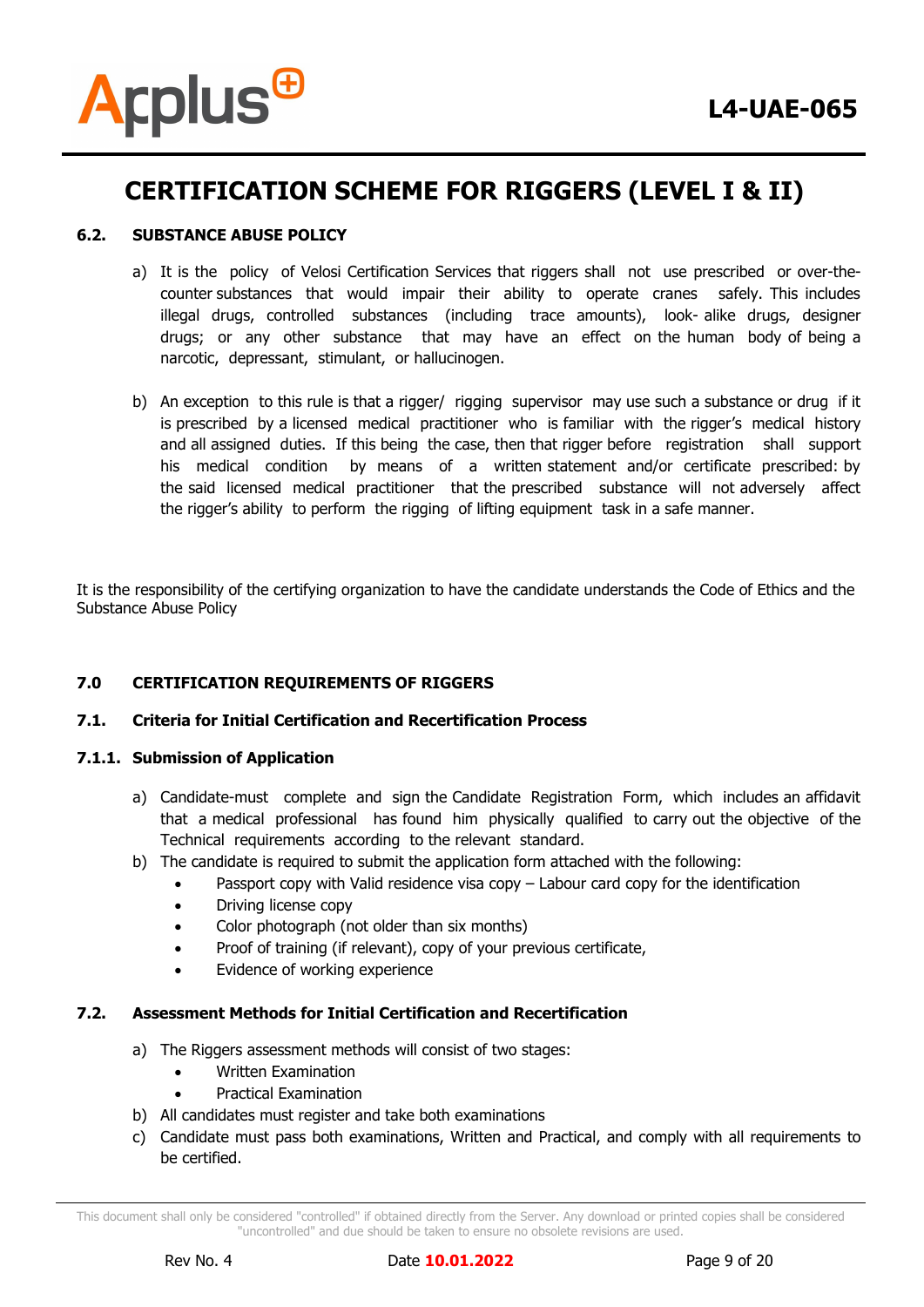## 6.2. SUBSTANCE ABUSE POLICY

a) It is the policy of Velosi Certification Services that riggers shall not use prescribed or over-the-counter substances that would impair their ability to operate cranes safely. This includes illegal drugs, controlled substances (including trace amounts), look- alike drugs, designer drugs; or any other substance that may have an effect on the human body of being a narcotic, depressant, stimulant, or hallucinogen.

b) An exception to this rule is that a rigger/ rigging supervisor may use such a substance or drug if it is prescribed by a licensed medical practitioner who is familiar with the rigger's medical history and all assigned duties. If this being the case, then that rigger before registration shall support his medical condition by means of a written statement and/or certificate prescribed: by the said licensed medical practitioner that the prescribed substance will not adversely affect the rigger's ability to perform the rigging of lifting equipment task in a safe manner.

It is the responsibility of the certifying organization to have the candidate understands the Code of Ethics and the Substance Abuse Policy

## 7.0 CERTIFICATION REQUIREMENTS OF RIGGERS

### 7.1. Criteria for Initial Certification and Recertification Process

#### 7.1.1. Submission of Application

a) Candidate-must complete and sign the Candidate Registration Form, which includes an affidavit that a medical professional has found him physically qualified to carry out the objective of the Technical requirements according to the relevant standard.

b) The candidate is required to submit the application form attached with the following:
   - Passport copy with Valid residence visa copy – Labour card copy for the identification
   - Driving license copy
   - Color photograph (not older than six months)
   - Proof of training (if relevant), copy of your previous certificate,
   - Evidence of working experience

### 7.2. Assessment Methods for Initial Certification and Recertification

a) The Riggers assessment methods will consist of two stages:
   - Written Examination
   - Practical Examination

b) All candidates must register and take both examinations

c) Candidate must pass both examinations, Written and Practical, and comply with all requirements to be certified.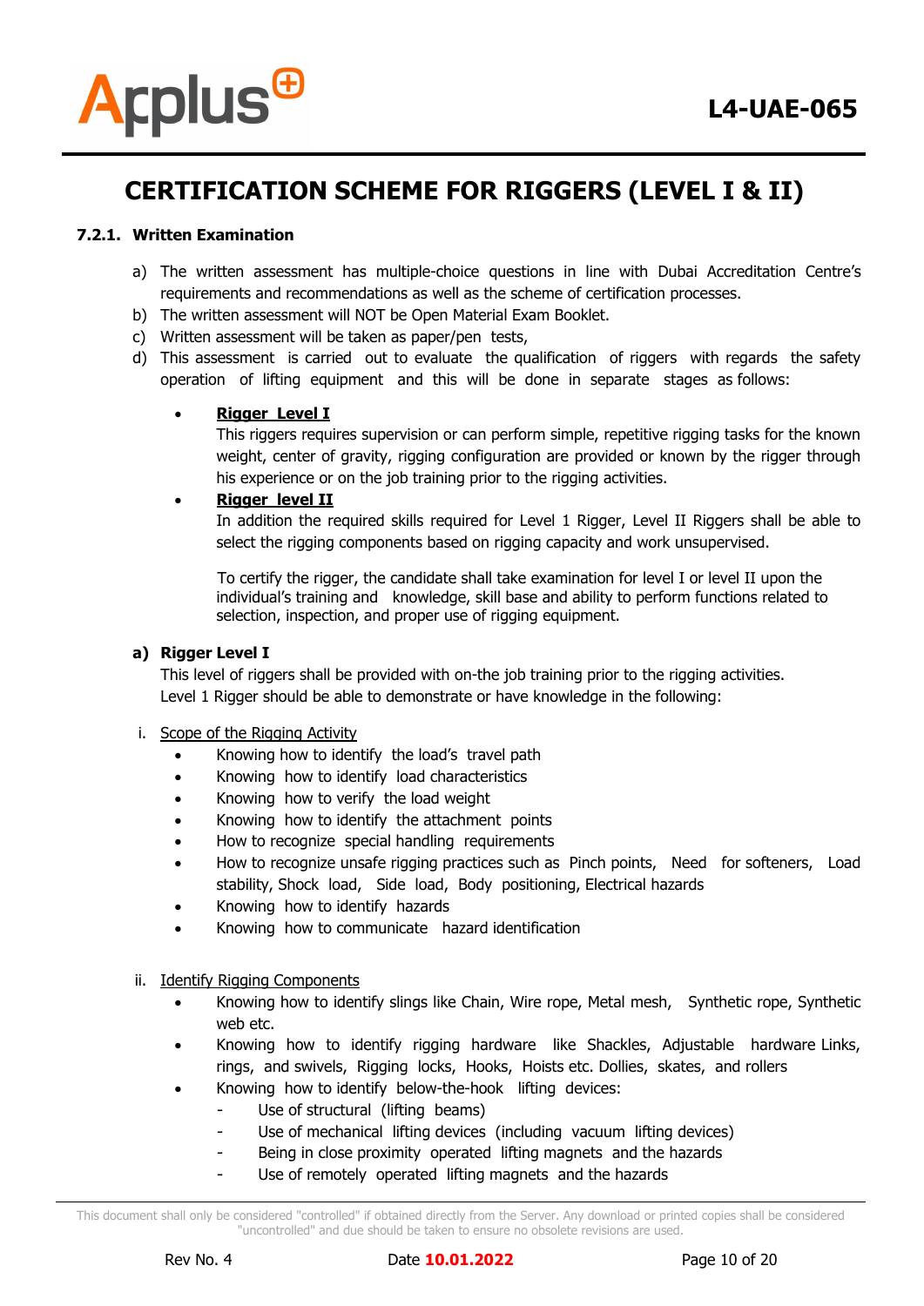# CERTIFICATION SCHEME FOR RIGGERS (LEVEL I & II)

### 7.2.1. Written Examination

a) The written assessment has multiple-choice questions in line with Dubai Accreditation Centre's requirements and recommendations as well as the scheme of certification processes.
b) The written assessment will NOT be Open Material Exam Booklet.
c) Written assessment will be taken as paper/pen tests,
d) This assessment is carried out to evaluate the qualification of riggers with regards the safety operation of lifting equipment and this will be done in separate stages as follows:

- **<u>Rigger Level I</u>**
  This riggers requires supervision or can perform simple, repetitive rigging tasks for the known weight, center of gravity, rigging configuration are provided or known by the rigger through his experience or on the job training prior to the rigging activities.
- **<u>Rigger level II</u>**
  In addition the required skills required for Level 1 Rigger, Level II Riggers shall be able to select the rigging components based on rigging capacity and work unsupervised.

  To certify the rigger, the candidate shall take examination for level I or level II upon the individual's training and knowledge, skill base and ability to perform functions related to selection, inspection, and proper use of rigging equipment.

**a) Rigger Level I**

This level of riggers shall be provided with on-the job training prior to the rigging activities.
Level 1 Rigger should be able to demonstrate or have knowledge in the following:

i. <u>Scope of the Rigging Activity</u>
- Knowing how to identify the load's travel path
- Knowing how to identify load characteristics
- Knowing how to verify the load weight
- Knowing how to identify the attachment points
- How to recognize special handling requirements
- How to recognize unsafe rigging practices such as Pinch points, Need for softeners, Load stability, Shock load, Side load, Body positioning, Electrical hazards
- Knowing how to identify hazards
- Knowing how to communicate hazard identification

ii. <u>Identify Rigging Components</u>
- Knowing how to identify slings like Chain, Wire rope, Metal mesh, Synthetic rope, Synthetic web etc.
- Knowing how to identify rigging hardware like Shackles, Adjustable hardware Links, rings, and swivels, Rigging locks, Hooks, Hoists etc. Dollies, skates, and rollers
- Knowing how to identify below-the-hook lifting devices:
  - Use of structural (lifting beams)
  - Use of mechanical lifting devices (including vacuum lifting devices)
  - Being in close proximity operated lifting magnets and the hazards
  - Use of remotely operated lifting magnets and the hazards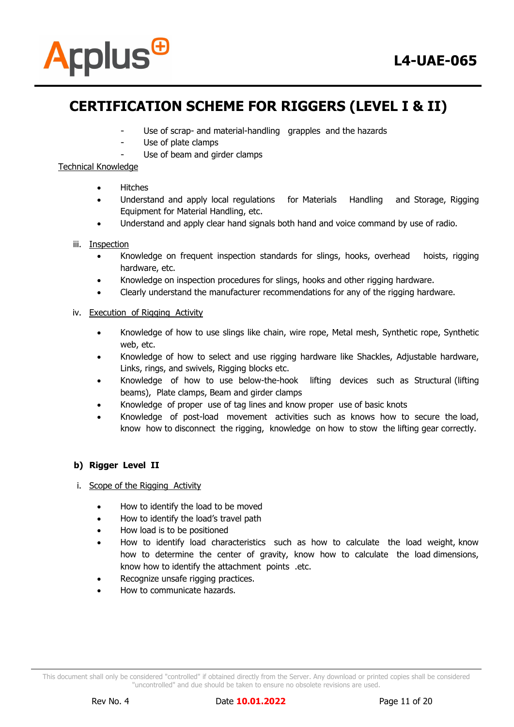- Use of scrap- and material-handling grapples and the hazards
- Use of plate clamps
- Use of beam and girder clamps

<u>Technical Knowledge</u>

- Hitches
- Understand and apply local regulations for Materials Handling and Storage, Rigging Equipment for Material Handling, etc.
- Understand and apply clear hand signals both hand and voice command by use of radio.

iii. <u>Inspection</u>

- Knowledge on frequent inspection standards for slings, hooks, overhead hoists, rigging hardware, etc.
- Knowledge on inspection procedures for slings, hooks and other rigging hardware.
- Clearly understand the manufacturer recommendations for any of the rigging hardware.

iv. <u>Execution of Rigging Activity</u>

- Knowledge of how to use slings like chain, wire rope, Metal mesh, Synthetic rope, Synthetic web, etc.
- Knowledge of how to select and use rigging hardware like Shackles, Adjustable hardware, Links, rings, and swivels, Rigging blocks etc.
- Knowledge of how to use below-the-hook lifting devices such as Structural (lifting beams), Plate clamps, Beam and girder clamps
- Knowledge of proper use of tag lines and know proper use of basic knots
- Knowledge of post-load movement activities such as knows how to secure the load, know how to disconnect the rigging, knowledge on how to stow the lifting gear correctly.

### b) Rigger Level II

i. <u>Scope of the Rigging Activity</u>

- How to identify the load to be moved
- How to identify the load's travel path
- How load is to be positioned
- How to identify load characteristics such as how to calculate the load weight, know how to determine the center of gravity, know how to calculate the load dimensions, know how to identify the attachment points .etc.
- Recognize unsafe rigging practices.
- How to communicate hazards.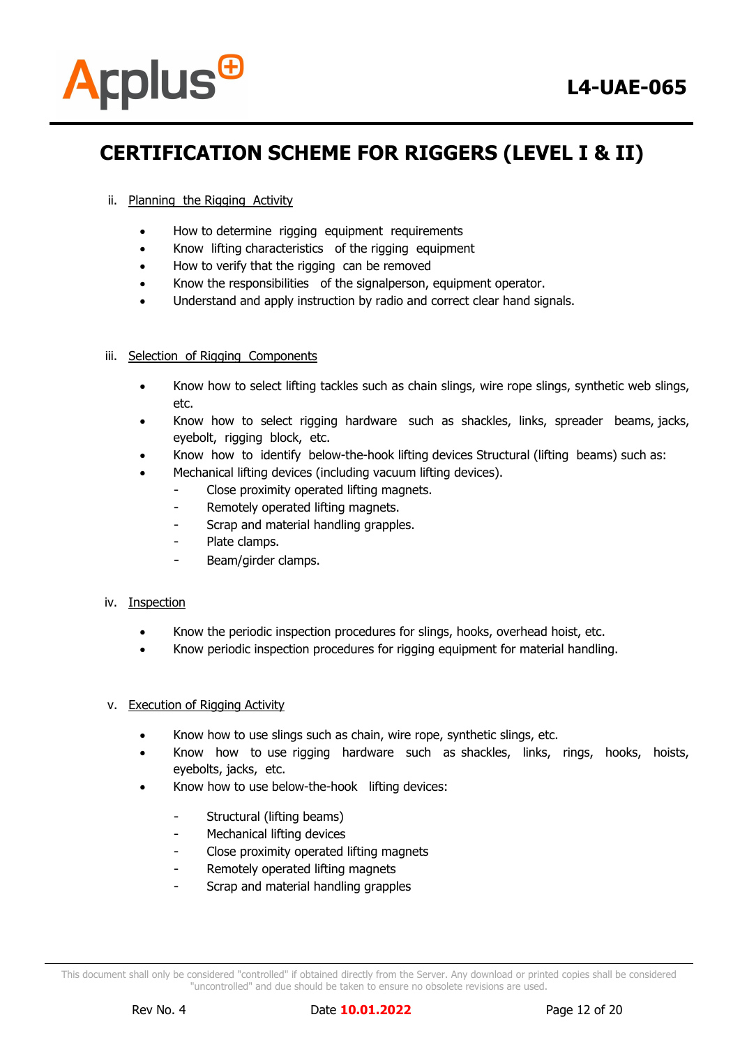ii. Planning the Rigging Activity

- How to determine rigging equipment requirements
- Know lifting characteristics of the rigging equipment
- How to verify that the rigging can be removed
- Know the responsibilities of the signalperson, equipment operator.
- Understand and apply instruction by radio and correct clear hand signals.

iii. Selection of Rigging Components

- Know how to select lifting tackles such as chain slings, wire rope slings, synthetic web slings, etc.
- Know how to select rigging hardware such as shackles, links, spreader beams, jacks, eyebolt, rigging block, etc.
- Know how to identify below-the-hook lifting devices Structural (lifting beams) such as:
- Mechanical lifting devices (including vacuum lifting devices).
  - Close proximity operated lifting magnets.
  - Remotely operated lifting magnets.
  - Scrap and material handling grapples.
  - Plate clamps.
  - Beam/girder clamps.

iv. Inspection

- Know the periodic inspection procedures for slings, hooks, overhead hoist, etc.
- Know periodic inspection procedures for rigging equipment for material handling.

v. Execution of Rigging Activity

- Know how to use slings such as chain, wire rope, synthetic slings, etc.
- Know how to use rigging hardware such as shackles, links, rings, hooks, hoists, eyebolts, jacks, etc.
- Know how to use below-the-hook lifting devices:
  - Structural (lifting beams)
  - Mechanical lifting devices
  - Close proximity operated lifting magnets
  - Remotely operated lifting magnets
  - Scrap and material handling grapples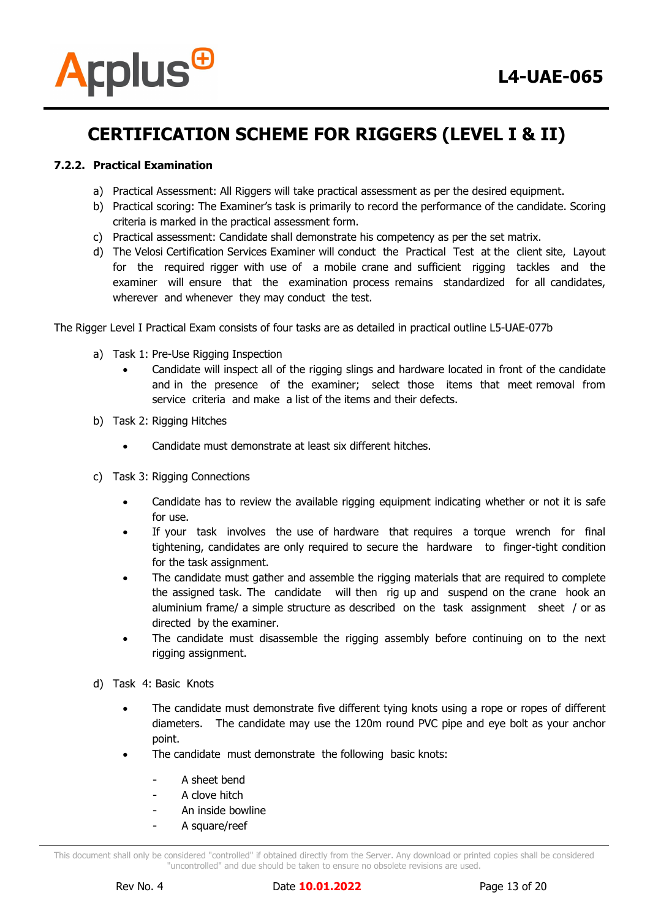# CERTIFICATION SCHEME FOR RIGGERS (LEVEL I & II)

#### 7.2.2. Practical Examination

a) Practical Assessment: All Riggers will take practical assessment as per the desired equipment.
b) Practical scoring: The Examiner's task is primarily to record the performance of the candidate. Scoring criteria is marked in the practical assessment form.
c) Practical assessment: Candidate shall demonstrate his competency as per the set matrix.
d) The Velosi Certification Services Examiner will conduct the Practical Test at the client site, Layout for the required rigger with use of a mobile crane and sufficient rigging tackles and the examiner will ensure that the examination process remains standardized for all candidates, wherever and whenever they may conduct the test.

The Rigger Level I Practical Exam consists of four tasks are as detailed in practical outline L5-UAE-077b

a) Task 1: Pre-Use Rigging Inspection
   - Candidate will inspect all of the rigging slings and hardware located in front of the candidate and in the presence of the examiner; select those items that meet removal from service criteria and make a list of the items and their defects.

b) Task 2: Rigging Hitches
   - Candidate must demonstrate at least six different hitches.

c) Task 3: Rigging Connections
   - Candidate has to review the available rigging equipment indicating whether or not it is safe for use.
   - If your task involves the use of hardware that requires a torque wrench for final tightening, candidates are only required to secure the hardware to finger-tight condition for the task assignment.
   - The candidate must gather and assemble the rigging materials that are required to complete the assigned task. The candidate will then rig up and suspend on the crane hook an aluminium frame/ a simple structure as described on the task assignment sheet / or as directed by the examiner.
   - The candidate must disassemble the rigging assembly before continuing on to the next rigging assignment.

d) Task 4: Basic Knots
   - The candidate must demonstrate five different tying knots using a rope or ropes of different diameters. The candidate may use the 120m round PVC pipe and eye bolt as your anchor point.
   - The candidate must demonstrate the following basic knots:
     - A sheet bend
     - A clove hitch
     - An inside bowline
     - A square/reef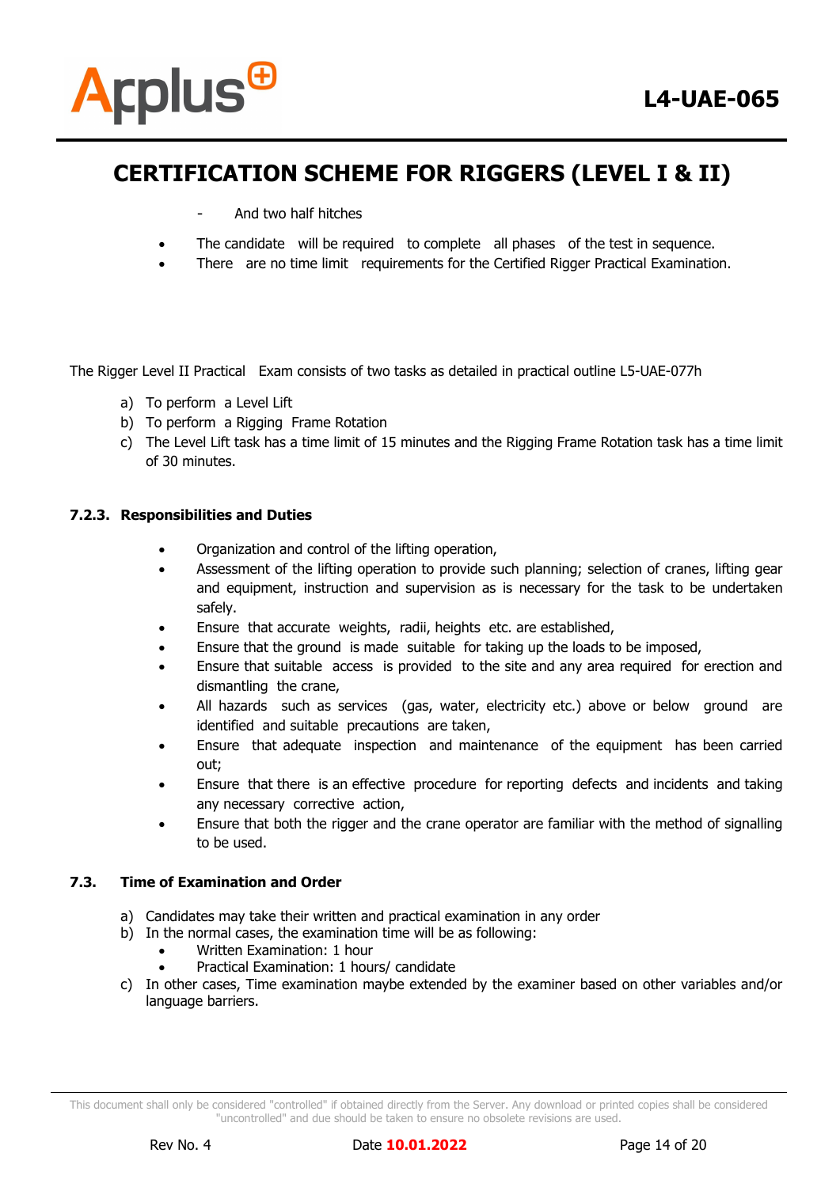- And two half hitches

- The candidate will be required to complete all phases of the test in sequence.
- There are no time limit requirements for the Certified Rigger Practical Examination.

The Rigger Level II Practical Exam consists of two tasks as detailed in practical outline L5-UAE-077h

a) To perform a Level Lift
b) To perform a Rigging Frame Rotation
c) The Level Lift task has a time limit of 15 minutes and the Rigging Frame Rotation task has a time limit of 30 minutes.

#### 7.2.3. Responsibilities and Duties

- Organization and control of the lifting operation,
- Assessment of the lifting operation to provide such planning; selection of cranes, lifting gear and equipment, instruction and supervision as is necessary for the task to be undertaken safely.
- Ensure that accurate weights, radii, heights etc. are established,
- Ensure that the ground is made suitable for taking up the loads to be imposed,
- Ensure that suitable access is provided to the site and any area required for erection and dismantling the crane,
- All hazards such as services (gas, water, electricity etc.) above or below ground are identified and suitable precautions are taken,
- Ensure that adequate inspection and maintenance of the equipment has been carried out;
- Ensure that there is an effective procedure for reporting defects and incidents and taking any necessary corrective action,
- Ensure that both the rigger and the crane operator are familiar with the method of signalling to be used.

### 7.3. Time of Examination and Order

a) Candidates may take their written and practical examination in any order
b) In the normal cases, the examination time will be as following:
   - Written Examination: 1 hour
   - Practical Examination: 1 hours/ candidate
c) In other cases, Time examination maybe extended by the examiner based on other variables and/or language barriers.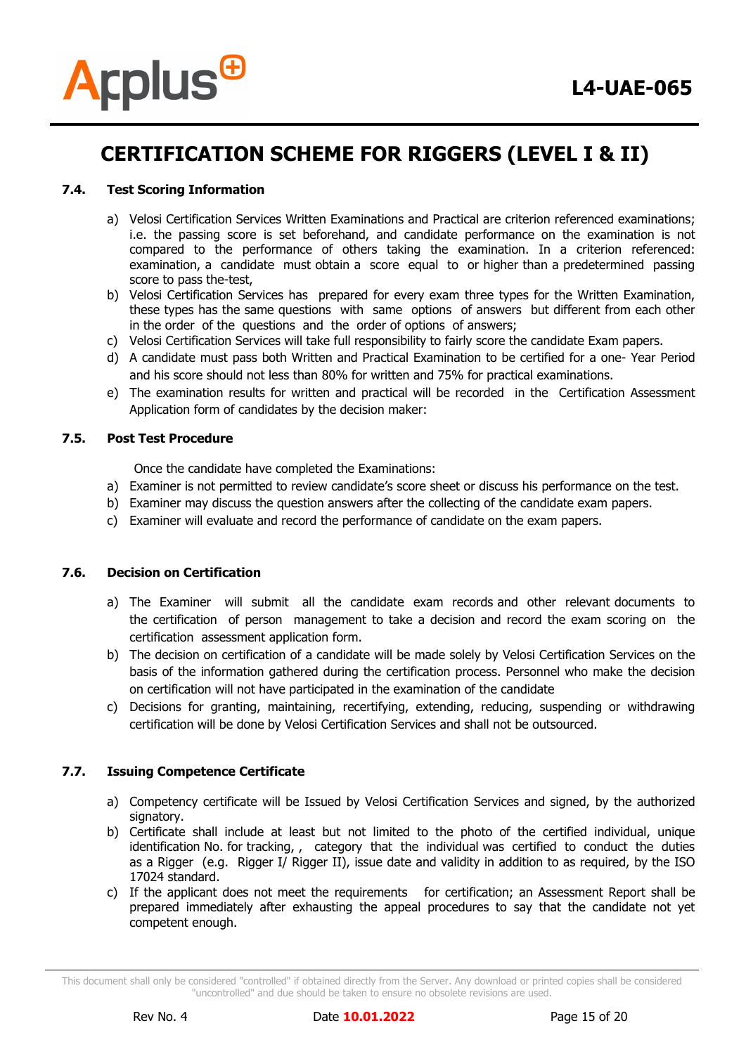# CERTIFICATION SCHEME FOR RIGGERS (LEVEL I & II)

### 7.4. Test Scoring Information

a) Velosi Certification Services Written Examinations and Practical are criterion referenced examinations; i.e. the passing score is set beforehand, and candidate performance on the examination is not compared to the performance of others taking the examination. In a criterion referenced: examination, a candidate must obtain a score equal to or higher than a predetermined passing score to pass the-test,
b) Velosi Certification Services has prepared for every exam three types for the Written Examination, these types has the same questions with same options of answers but different from each other in the order of the questions and the order of options of answers;
c) Velosi Certification Services will take full responsibility to fairly score the candidate Exam papers.
d) A candidate must pass both Written and Practical Examination to be certified for a one- Year Period and his score should not less than 80% for written and 75% for practical examinations.
e) The examination results for written and practical will be recorded in the Certification Assessment Application form of candidates by the decision maker:

### 7.5. Post Test Procedure

Once the candidate have completed the Examinations:

a) Examiner is not permitted to review candidate's score sheet or discuss his performance on the test.
b) Examiner may discuss the question answers after the collecting of the candidate exam papers.
c) Examiner will evaluate and record the performance of candidate on the exam papers.

### 7.6. Decision on Certification

a) The Examiner will submit all the candidate exam records and other relevant documents to the certification of person management to take a decision and record the exam scoring on the certification assessment application form.
b) The decision on certification of a candidate will be made solely by Velosi Certification Services on the basis of the information gathered during the certification process. Personnel who make the decision on certification will not have participated in the examination of the candidate
c) Decisions for granting, maintaining, recertifying, extending, reducing, suspending or withdrawing certification will be done by Velosi Certification Services and shall not be outsourced.

### 7.7. Issuing Competence Certificate

a) Competency certificate will be Issued by Velosi Certification Services and signed, by the authorized signatory.
b) Certificate shall include at least but not limited to the photo of the certified individual, unique identification No. for tracking, , category that the individual was certified to conduct the duties as a Rigger (e.g. Rigger I/ Rigger II), issue date and validity in addition to as required, by the ISO 17024 standard.
c) If the applicant does not meet the requirements for certification; an Assessment Report shall be prepared immediately after exhausting the appeal procedures to say that the candidate not yet competent enough.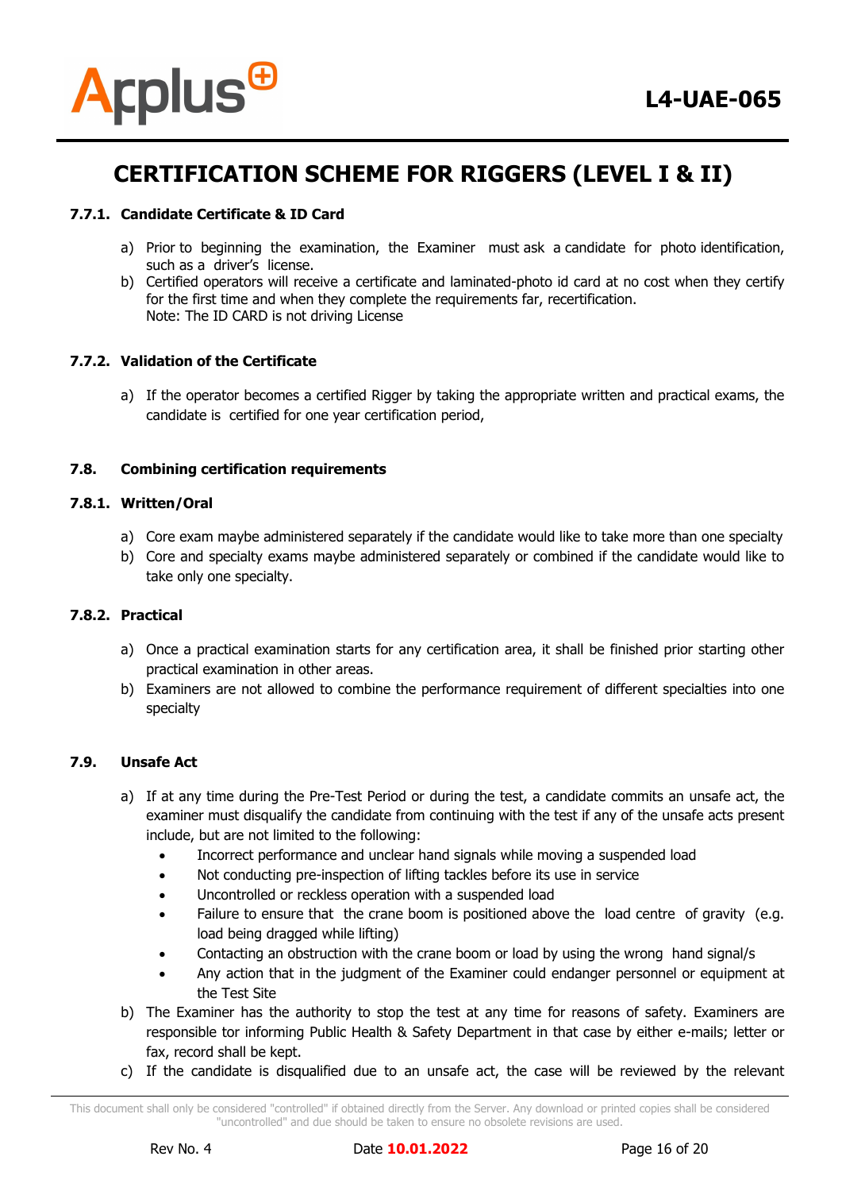# CERTIFICATION SCHEME FOR RIGGERS (LEVEL I & II)

#### 7.7.1. Candidate Certificate & ID Card

a) Prior to beginning the examination, the Examiner must ask a candidate for photo identification, such as a driver's license.
b) Certified operators will receive a certificate and laminated-photo id card at no cost when they certify for the first time and when they complete the requirements far, recertification.
Note: The ID CARD is not driving License

#### 7.7.2. Validation of the Certificate

a) If the operator becomes a certified Rigger by taking the appropriate written and practical exams, the candidate is certified for one year certification period,

### 7.8. Combining certification requirements

#### 7.8.1. Written/Oral

a) Core exam maybe administered separately if the candidate would like to take more than one specialty
b) Core and specialty exams maybe administered separately or combined if the candidate would like to take only one specialty.

#### 7.8.2. Practical

a) Once a practical examination starts for any certification area, it shall be finished prior starting other practical examination in other areas.
b) Examiners are not allowed to combine the performance requirement of different specialties into one specialty

### 7.9. Unsafe Act

a) If at any time during the Pre-Test Period or during the test, a candidate commits an unsafe act, the examiner must disqualify the candidate from continuing with the test if any of the unsafe acts present include, but are not limited to the following:
   - Incorrect performance and unclear hand signals while moving a suspended load
   - Not conducting pre-inspection of lifting tackles before its use in service
   - Uncontrolled or reckless operation with a suspended load
   - Failure to ensure that the crane boom is positioned above the load centre of gravity (e.g. load being dragged while lifting)
   - Contacting an obstruction with the crane boom or load by using the wrong hand signal/s
   - Any action that in the judgment of the Examiner could endanger personnel or equipment at the Test Site
b) The Examiner has the authority to stop the test at any time for reasons of safety. Examiners are responsible tor informing Public Health & Safety Department in that case by either e-mails; letter or fax, record shall be kept.
c) If the candidate is disqualified due to an unsafe act, the case will be reviewed by the relevant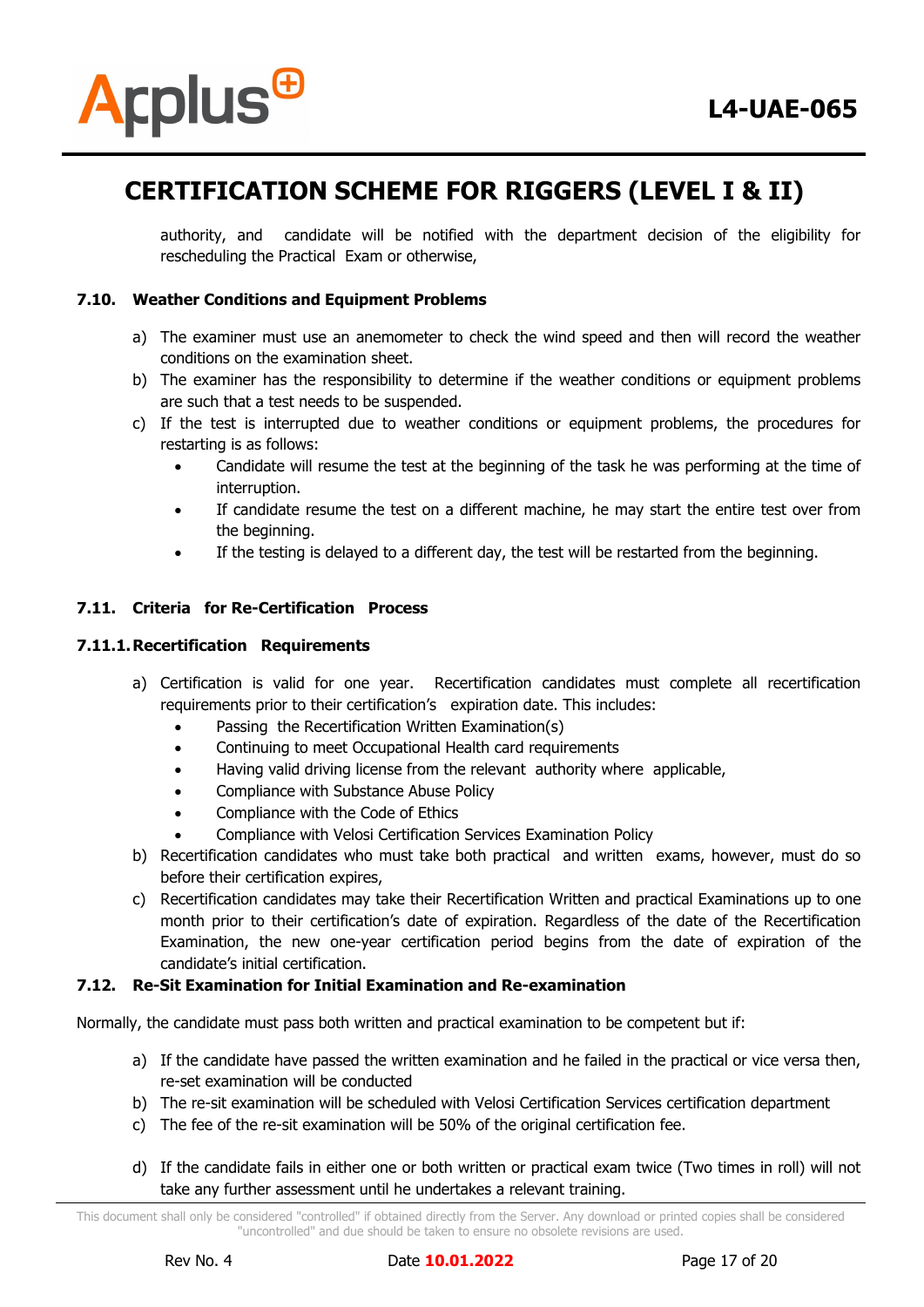authority, and candidate will be notified with the department decision of the eligibility for rescheduling the Practical Exam or otherwise,

### 7.10. Weather Conditions and Equipment Problems

a) The examiner must use an anemometer to check the wind speed and then will record the weather conditions on the examination sheet.
b) The examiner has the responsibility to determine if the weather conditions or equipment problems are such that a test needs to be suspended.
c) If the test is interrupted due to weather conditions or equipment problems, the procedures for restarting is as follows:
   - Candidate will resume the test at the beginning of the task he was performing at the time of interruption.
   - If candidate resume the test on a different machine, he may start the entire test over from the beginning.
   - If the testing is delayed to a different day, the test will be restarted from the beginning.

### 7.11. Criteria for Re-Certification Process

#### 7.11.1. Recertification Requirements

a) Certification is valid for one year. Recertification candidates must complete all recertification requirements prior to their certification's expiration date. This includes:
   - Passing the Recertification Written Examination(s)
   - Continuing to meet Occupational Health card requirements
   - Having valid driving license from the relevant authority where applicable,
   - Compliance with Substance Abuse Policy
   - Compliance with the Code of Ethics
   - Compliance with Velosi Certification Services Examination Policy
b) Recertification candidates who must take both practical and written exams, however, must do so before their certification expires,
c) Recertification candidates may take their Recertification Written and practical Examinations up to one month prior to their certification's date of expiration. Regardless of the date of the Recertification Examination, the new one-year certification period begins from the date of expiration of the candidate's initial certification.

### 7.12. Re-Sit Examination for Initial Examination and Re-examination

Normally, the candidate must pass both written and practical examination to be competent but if:

a) If the candidate have passed the written examination and he failed in the practical or vice versa then, re-set examination will be conducted
b) The re-sit examination will be scheduled with Velosi Certification Services certification department
c) The fee of the re-sit examination will be 50% of the original certification fee.

d) If the candidate fails in either one or both written or practical exam twice (Two times in roll) will not take any further assessment until he undertakes a relevant training.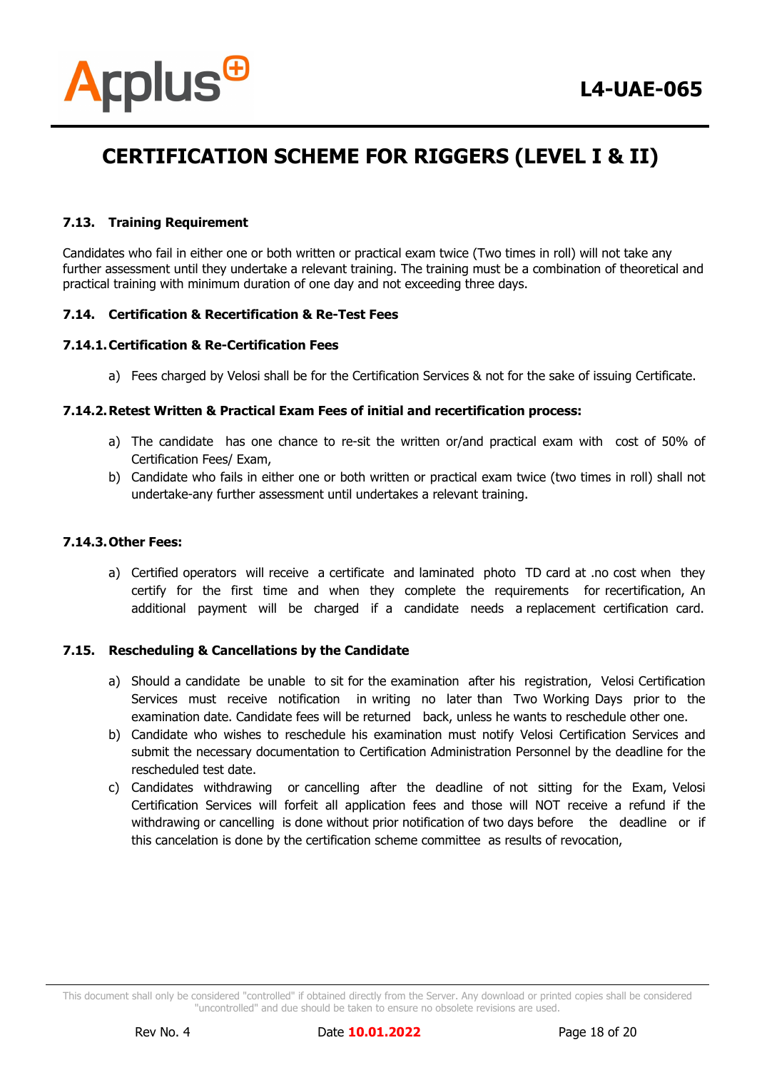### 7.13. Training Requirement

Candidates who fail in either one or both written or practical exam twice (Two times in roll) will not take any further assessment until they undertake a relevant training. The training must be a combination of theoretical and practical training with minimum duration of one day and not exceeding three days.

#### 7.14. Certification & Recertification & Re-Test Fees

##### 7.14.1. Certification & Re-Certification Fees

a) Fees charged by Velosi shall be for the Certification Services & not for the sake of issuing Certificate.

##### 7.14.2. Retest Written & Practical Exam Fees of initial and recertification process:

a) The candidate has one chance to re-sit the written or/and practical exam with cost of 50% of Certification Fees/ Exam,
b) Candidate who fails in either one or both written or practical exam twice (two times in roll) shall not undertake-any further assessment until undertakes a relevant training.

##### 7.14.3. Other Fees:

a) Certified operators will receive a certificate and laminated photo TD card at .no cost when they certify for the first time and when they complete the requirements for recertification, An additional payment will be charged if a candidate needs a replacement certification card.

#### 7.15. Rescheduling & Cancellations by the Candidate

a) Should a candidate be unable to sit for the examination after his registration, Velosi Certification Services must receive notification in writing no later than Two Working Days prior to the examination date. Candidate fees will be returned back, unless he wants to reschedule other one.
b) Candidate who wishes to reschedule his examination must notify Velosi Certification Services and submit the necessary documentation to Certification Administration Personnel by the deadline for the rescheduled test date.
c) Candidates withdrawing or cancelling after the deadline of not sitting for the Exam, Velosi Certification Services will forfeit all application fees and those will NOT receive a refund if the withdrawing or cancelling is done without prior notification of two days before the deadline or if this cancelation is done by the certification scheme committee as results of revocation,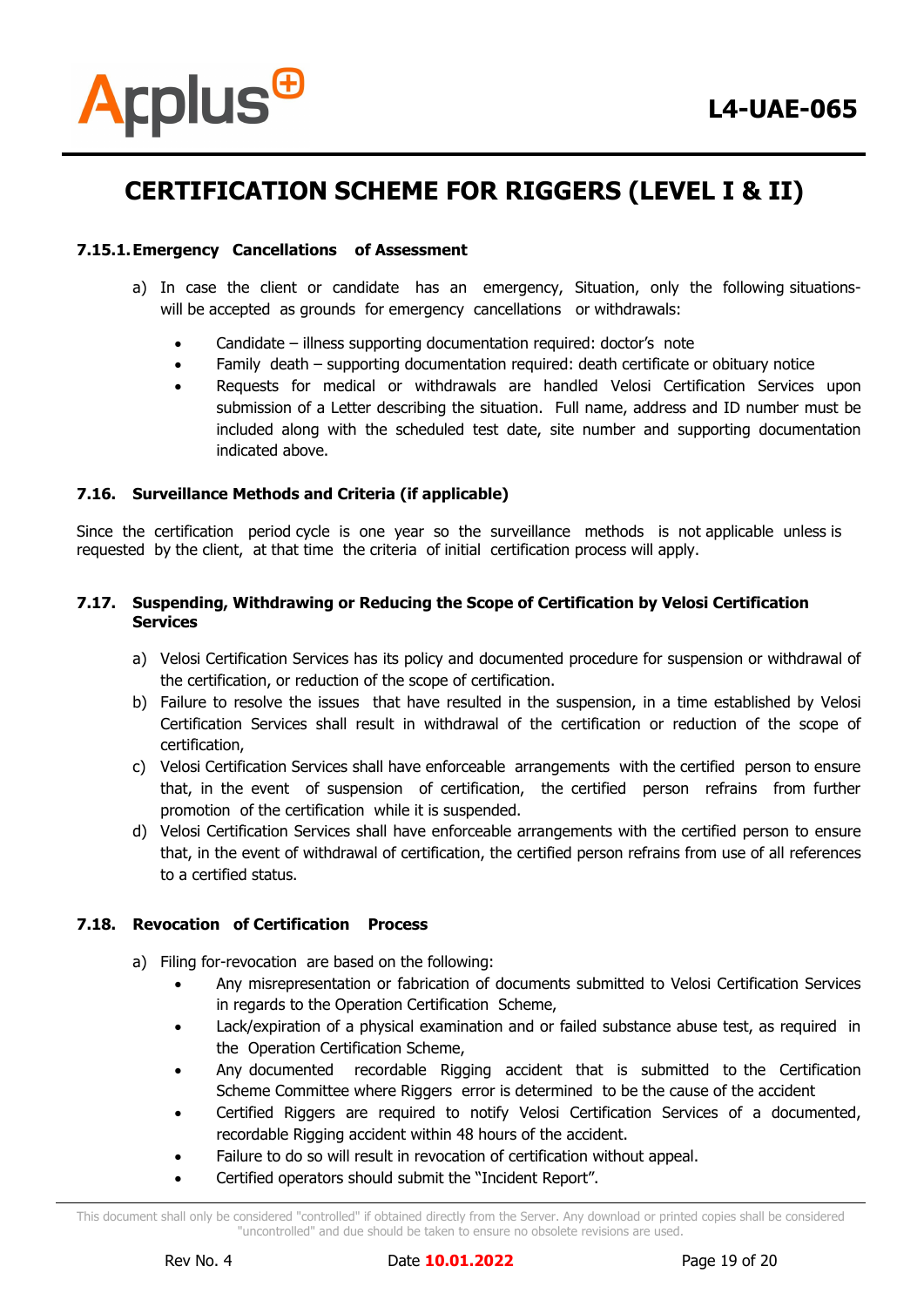### 7.15.1. Emergency Cancellations of Assessment

a) In case the client or candidate has an emergency, Situation, only the following situations- will be accepted as grounds for emergency cancellations or withdrawals:

- Candidate – illness supporting documentation required: doctor's note
- Family death – supporting documentation required: death certificate or obituary notice
- Requests for medical or withdrawals are handled Velosi Certification Services upon submission of a Letter describing the situation. Full name, address and ID number must be included along with the scheduled test date, site number and supporting documentation indicated above.

### 7.16. Surveillance Methods and Criteria (if applicable)

Since the certification period cycle is one year so the surveillance methods is not applicable unless is requested by the client, at that time the criteria of initial certification process will apply.

### 7.17. Suspending, Withdrawing or Reducing the Scope of Certification by Velosi Certification Services

a) Velosi Certification Services has its policy and documented procedure for suspension or withdrawal of the certification, or reduction of the scope of certification.

b) Failure to resolve the issues that have resulted in the suspension, in a time established by Velosi Certification Services shall result in withdrawal of the certification or reduction of the scope of certification,

c) Velosi Certification Services shall have enforceable arrangements with the certified person to ensure that, in the event of suspension of certification, the certified person refrains from further promotion of the certification while it is suspended.

d) Velosi Certification Services shall have enforceable arrangements with the certified person to ensure that, in the event of withdrawal of certification, the certified person refrains from use of all references to a certified status.

### 7.18. Revocation of Certification Process

a) Filing for-revocation are based on the following:
   - Any misrepresentation or fabrication of documents submitted to Velosi Certification Services in regards to the Operation Certification Scheme,
   - Lack/expiration of a physical examination and or failed substance abuse test, as required in the Operation Certification Scheme,
   - Any documented recordable Rigging accident that is submitted to the Certification Scheme Committee where Riggers error is determined to be the cause of the accident
   - Certified Riggers are required to notify Velosi Certification Services of a documented, recordable Rigging accident within 48 hours of the accident.
   - Failure to do so will result in revocation of certification without appeal.
   - Certified operators should submit the "Incident Report".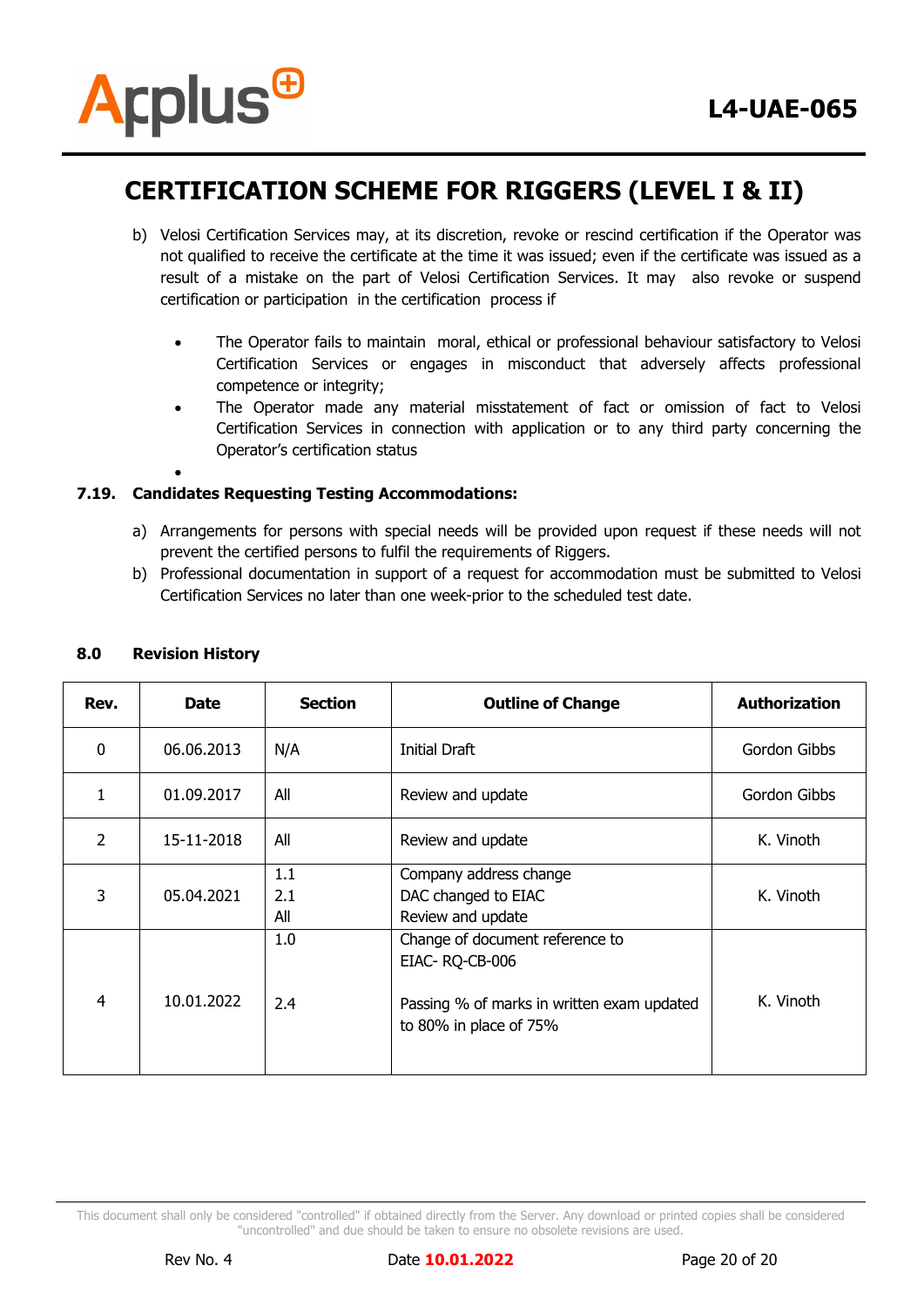b) Velosi Certification Services may, at its discretion, revoke or rescind certification if the Operator was not qualified to receive the certificate at the time it was issued; even if the certificate was issued as a result of a mistake on the part of Velosi Certification Services. It may also revoke or suspend certification or participation in the certification process if

- The Operator fails to maintain moral, ethical or professional behaviour satisfactory to Velosi Certification Services or engages in misconduct that adversely affects professional competence or integrity;
- The Operator made any material misstatement of fact or omission of fact to Velosi Certification Services in connection with application or to any third party concerning the Operator's certification status

### 7.19. Candidates Requesting Testing Accommodations:

a) Arrangements for persons with special needs will be provided upon request if these needs will not prevent the certified persons to fulfil the requirements of Riggers.

b) Professional documentation in support of a request for accommodation must be submitted to Velosi Certification Services no later than one week-prior to the scheduled test date.

## 8.0 Revision History

| Rev. | Date | Section | Outline of Change | Authorization |
|---|---|---|---|---|
| 0 | 06.06.2013 | N/A | Initial Draft | Gordon Gibbs |
| 1 | 01.09.2017 | All | Review and update | Gordon Gibbs |
| 2 | 15-11-2018 | All | Review and update | K. Vinoth |
| 3 | 05.04.2021 | 1.1<br>2.1<br>All | Company address change<br>DAC changed to EIAC<br>Review and update | K. Vinoth |
| 4 | 10.01.2022 | 1.0<br><br>2.4 | Change of document reference to EIAC- RQ-CB-006<br><br>Passing % of marks in written exam updated to 80% in place of 75% | K. Vinoth |